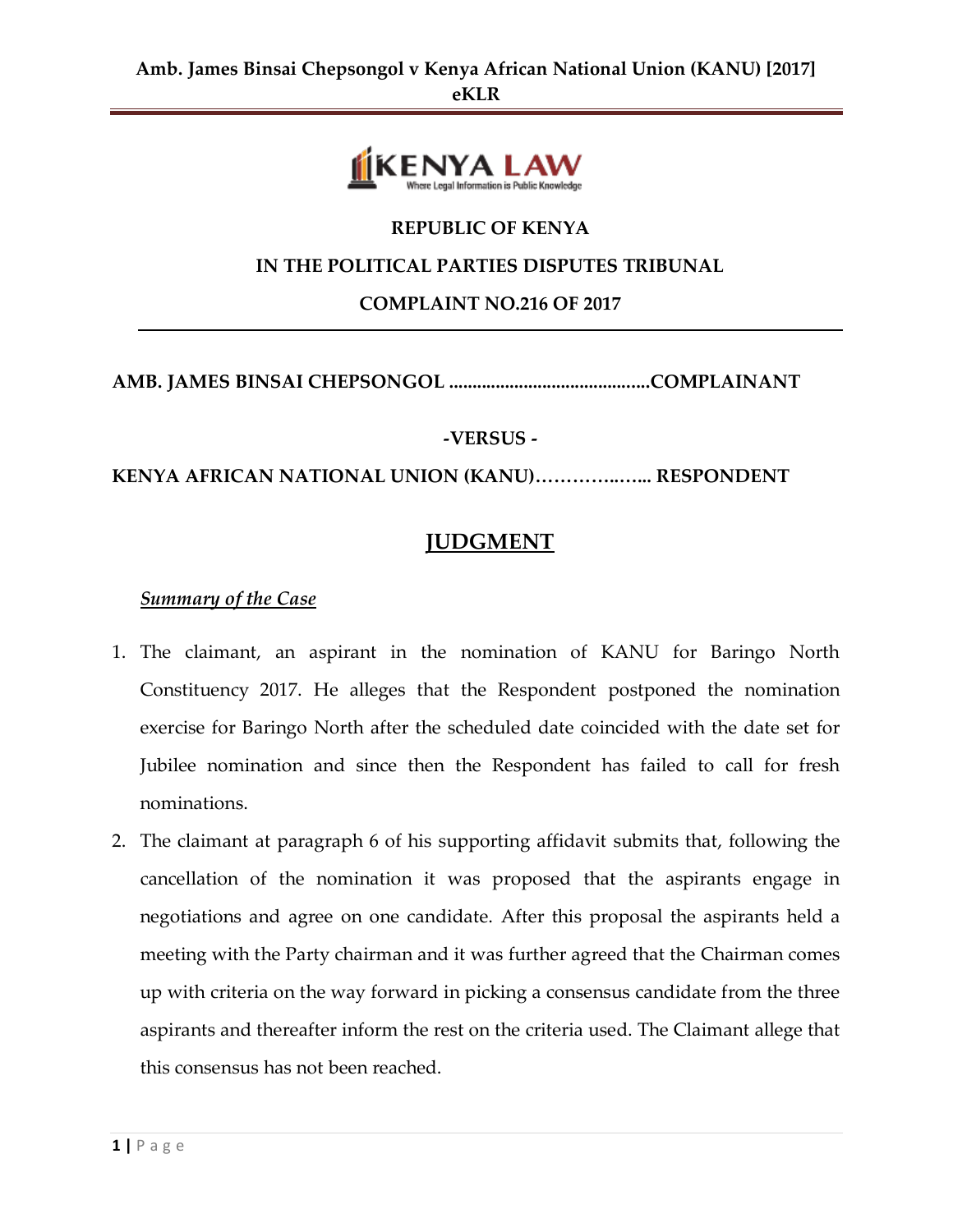**REPUBLIC OF KENYA**

**IN THE POLITICAL PARTIES DISPUTES TRIBUNAL**

**COMPLAINT NO.216 OF 2017**

**AMB. JAMES BINSAI CHEPSONGOL ...........................................COMPLAINANT**

**-VERSUS -**

**KENYA AFRICAN NATIONAL UNION (KANU)…………..…... RESPONDENT**

# JUDGMENT

***Summary of the Case***

1. The claimant, an aspirant in the nomination of KANU for Baringo North Constituency 2017. He alleges that the Respondent postponed the nomination exercise for Baringo North after the scheduled date coincided with the date set for Jubilee nomination and since then the Respondent has failed to call for fresh nominations.
2. The claimant at paragraph 6 of his supporting affidavit submits that, following the cancellation of the nomination it was proposed that the aspirants engage in negotiations and agree on one candidate. After this proposal the aspirants held a meeting with the Party chairman and it was further agreed that the Chairman comes up with criteria on the way forward in picking a consensus candidate from the three aspirants and thereafter inform the rest on the criteria used. The Claimant allege that this consensus has not been reached.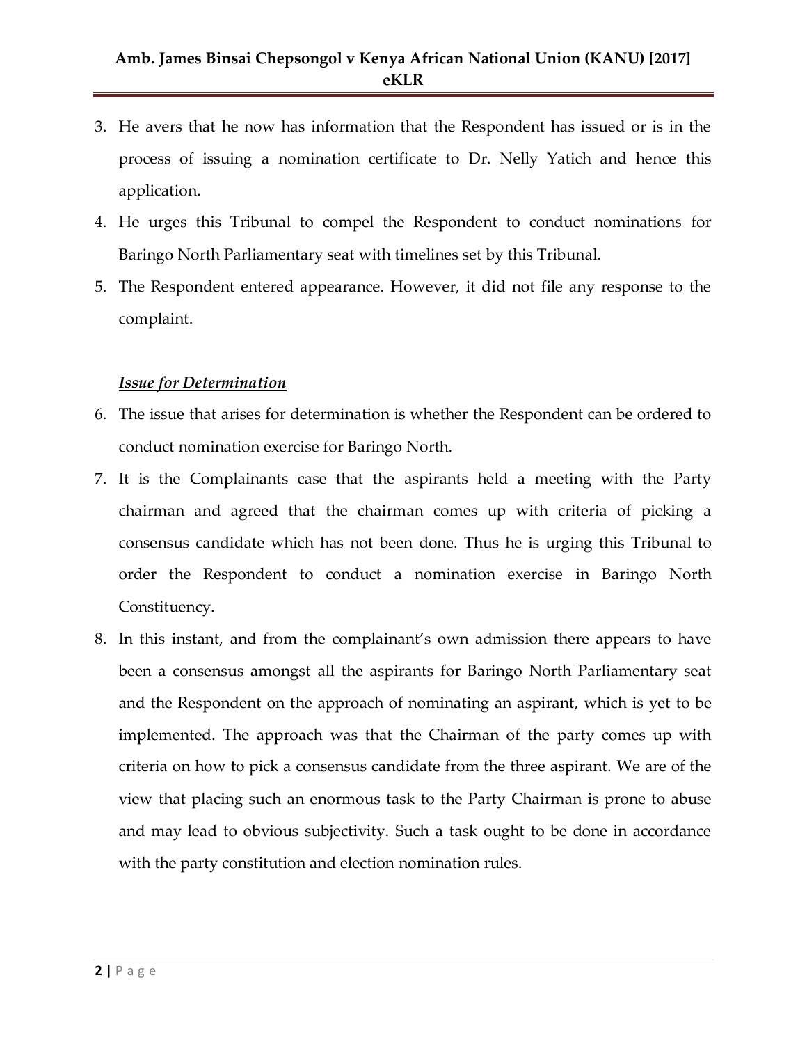3. He avers that he now has information that the Respondent has issued or is in the process of issuing a nomination certificate to Dr. Nelly Yatich and hence this application.
4. He urges this Tribunal to compel the Respondent to conduct nominations for Baringo North Parliamentary seat with timelines set by this Tribunal.
5. The Respondent entered appearance. However, it did not file any response to the complaint.

***Issue for Determination***

6. The issue that arises for determination is whether the Respondent can be ordered to conduct nomination exercise for Baringo North.
7. It is the Complainants case that the aspirants held a meeting with the Party chairman and agreed that the chairman comes up with criteria of picking a consensus candidate which has not been done. Thus he is urging this Tribunal to order the Respondent to conduct a nomination exercise in Baringo North Constituency.
8. In this instant, and from the complainant's own admission there appears to have been a consensus amongst all the aspirants for Baringo North Parliamentary seat and the Respondent on the approach of nominating an aspirant, which is yet to be implemented. The approach was that the Chairman of the party comes up with criteria on how to pick a consensus candidate from the three aspirant. We are of the view that placing such an enormous task to the Party Chairman is prone to abuse and may lead to obvious subjectivity. Such a task ought to be done in accordance with the party constitution and election nomination rules.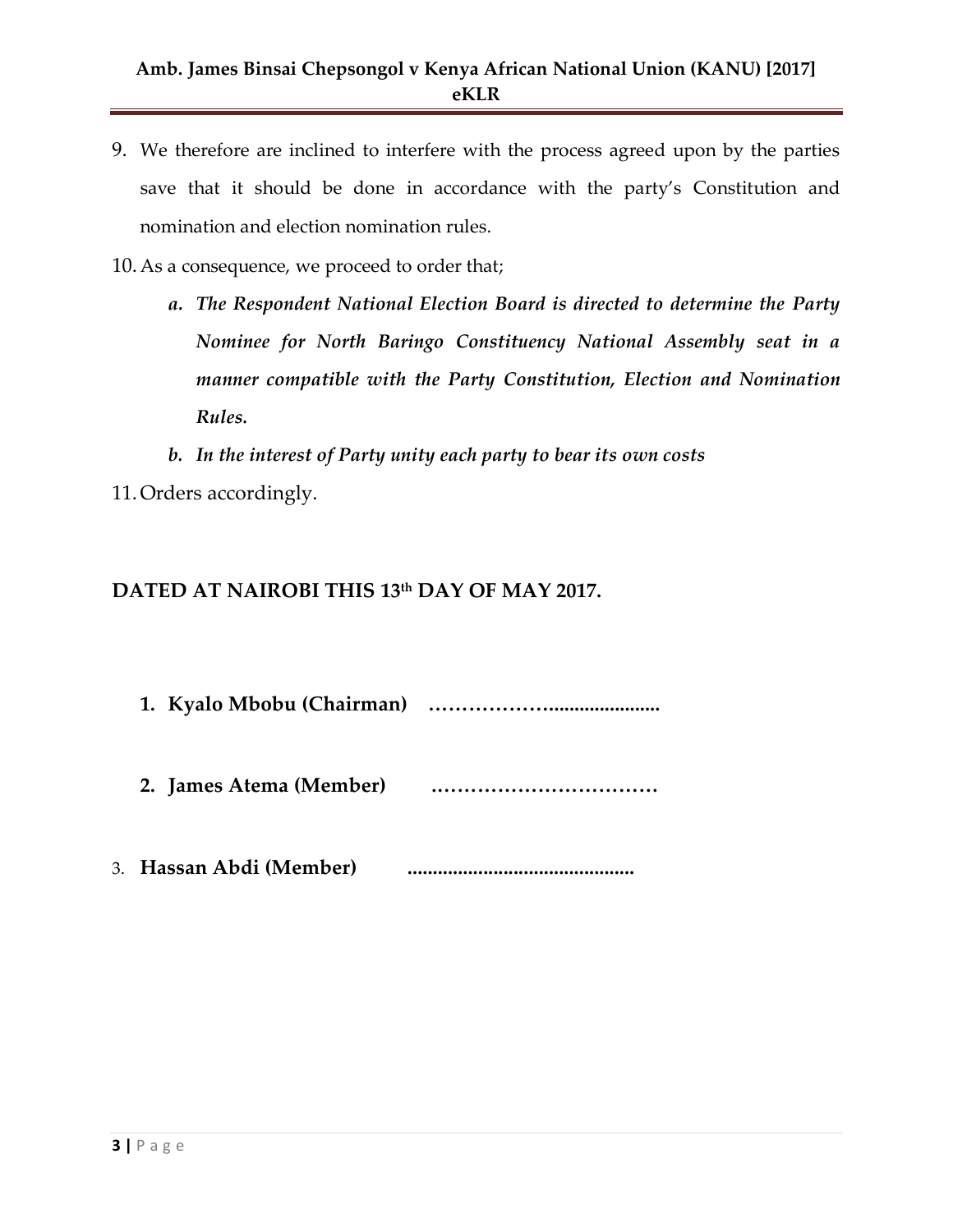9. We therefore are inclined to interfere with the process agreed upon by the parties save that it should be done in accordance with the party's Constitution and nomination and election nomination rules.

10. As a consequence, we proceed to order that;

    a. ***The Respondent National Election Board is directed to determine the Party Nominee for North Baringo Constituency National Assembly seat in a manner compatible with the Party Constitution, Election and Nomination Rules.***

    b. ***In the interest of Party unity each party to bear its own costs***

11. Orders accordingly.

**DATED AT NAIROBI THIS 13th DAY OF MAY 2017.**

1. **Kyalo Mbobu (Chairman) ………………......................**

2. **James Atema (Member) ……………………………**

3. **Hassan Abdi (Member) .............................................**